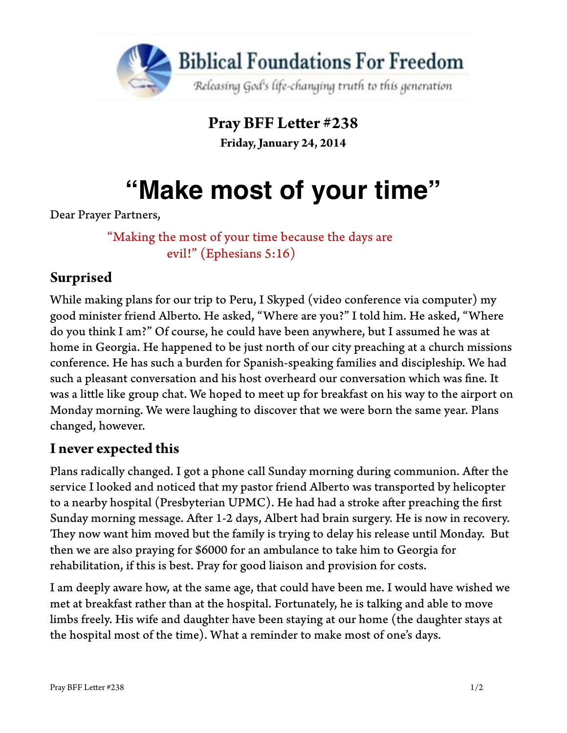Biblical Foundations For Freedom

*Releasing God's life-changing truth to this generation*

**Pray BFF Letter #238**

**Friday, January 24, 2014**

# "Make most of your time"

Dear Prayer Partners,

> "Making the most of your time because the days are evil!" (Ephesians 5:16)

## Surprised

While making plans for our trip to Peru, I Skyped (video conference via computer) my good minister friend Alberto. He asked, "Where are you?" I told him. He asked, "Where do you think I am?" Of course, he could have been anywhere, but I assumed he was at home in Georgia. He happened to be just north of our city preaching at a church missions conference. He has such a burden for Spanish-speaking families and discipleship. We had such a pleasant conversation and his host overheard our conversation which was fine. It was a little like group chat. We hoped to meet up for breakfast on his way to the airport on Monday morning. We were laughing to discover that we were born the same year. Plans changed, however.

## I never expected this

Plans radically changed. I got a phone call Sunday morning during communion. After the service I looked and noticed that my pastor friend Alberto was transported by helicopter to a nearby hospital (Presbyterian UPMC). He had had a stroke after preaching the first Sunday morning message. After 1-2 days, Albert had brain surgery. He is now in recovery. They now want him moved but the family is trying to delay his release until Monday. But then we are also praying for $6000 for an ambulance to take him to Georgia for rehabilitation, if this is best. Pray for good liaison and provision for costs.

I am deeply aware how, at the same age, that could have been me. I would have wished we met at breakfast rather than at the hospital. Fortunately, he is talking and able to move limbs freely. His wife and daughter have been staying at our home (the daughter stays at the hospital most of the time). What a reminder to make most of one's days.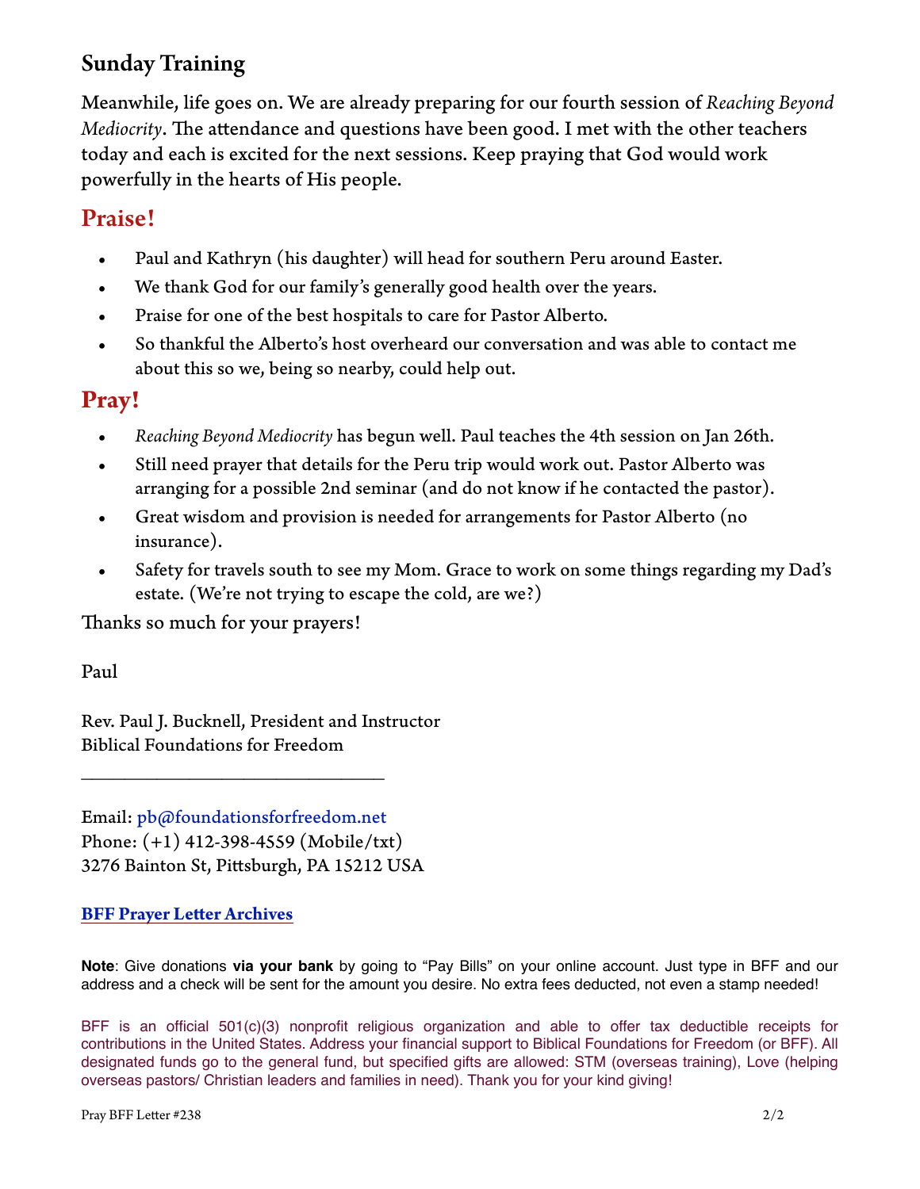## Sunday Training

Meanwhile, life goes on. We are already preparing for our fourth session of *Reaching Beyond Mediocrity*. The attendance and questions have been good. I met with the other teachers today and each is excited for the next sessions. Keep praying that God would work powerfully in the hearts of His people.

## Praise!

- Paul and Kathryn (his daughter) will head for southern Peru around Easter.
- We thank God for our family's generally good health over the years.
- Praise for one of the best hospitals to care for Pastor Alberto.
- So thankful the Alberto's host overheard our conversation and was able to contact me about this so we, being so nearby, could help out.

## Pray!

- *Reaching Beyond Mediocrity* has begun well. Paul teaches the 4th session on Jan 26th.
- Still need prayer that details for the Peru trip would work out. Pastor Alberto was arranging for a possible 2nd seminar (and do not know if he contacted the pastor).
- Great wisdom and provision is needed for arrangements for Pastor Alberto (no insurance).
- Safety for travels south to see my Mom. Grace to work on some things regarding my Dad's estate. (We're not trying to escape the cold, are we?)

Thanks so much for your prayers!

Paul

Rev. Paul J. Bucknell, President and Instructor
Biblical Foundations for Freedom

---

Email: pb@foundationsforfreedom.net
Phone: (+1) 412-398-4559 (Mobile/txt)
3276 Bainton St, Pittsburgh, PA 15212 USA

**BFF Prayer Letter Archives**

**Note**: Give donations **via your bank** by going to "Pay Bills" on your online account. Just type in BFF and our address and a check will be sent for the amount you desire. No extra fees deducted, not even a stamp needed!

BFF is an official 501(c)(3) nonprofit religious organization and able to offer tax deductible receipts for contributions in the United States. Address your financial support to Biblical Foundations for Freedom (or BFF). All designated funds go to the general fund, but specified gifts are allowed: STM (overseas training), Love (helping overseas pastors/ Christian leaders and families in need). Thank you for your kind giving!

Pray BFF Letter #238